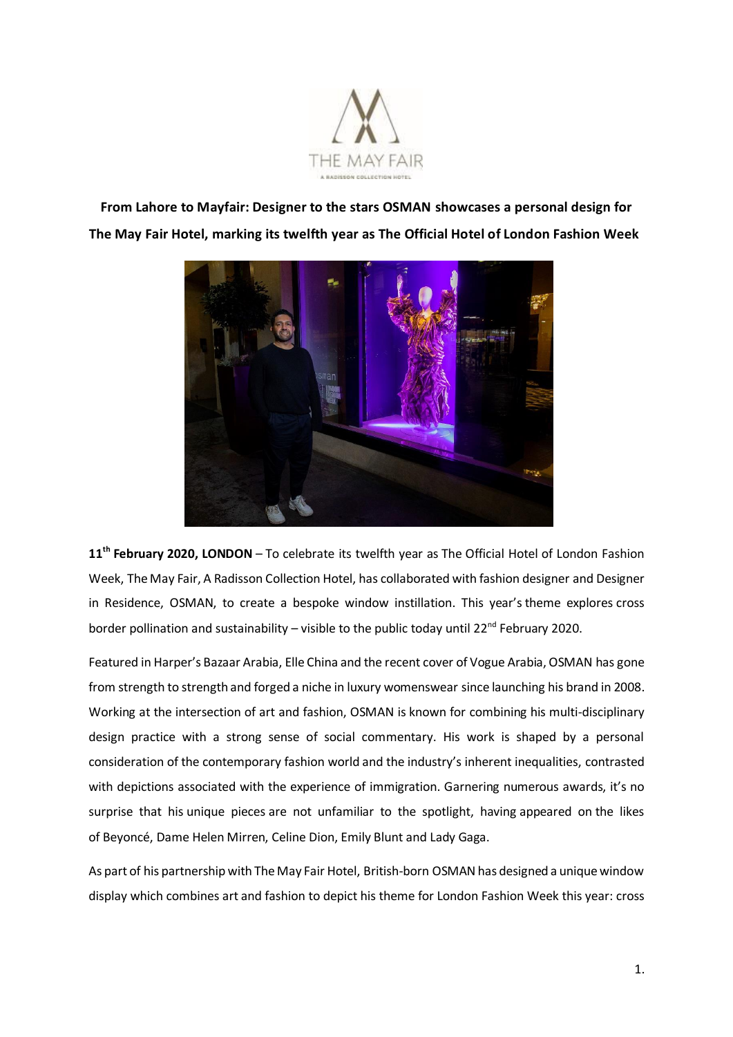**From Lahore to Mayfair: Designer to the stars OSMAN showcases a personal design for The May Fair Hotel, marking its twelfth year as The Official Hotel of London Fashion Week**

**11th February 2020, LONDON** – To celebrate its twelfth year as The Official Hotel of London Fashion Week, The May Fair, A Radisson Collection Hotel, has collaborated with fashion designer and Designer in Residence, OSMAN, to create a bespoke window instillation. This year's theme explores cross border pollination and sustainability – visible to the public today until 22nd February 2020.

Featured in Harper's Bazaar Arabia, Elle China and the recent cover of Vogue Arabia, OSMAN has gone from strength to strength and forged a niche in luxury womenswear since launching his brand in 2008. Working at the intersection of art and fashion, OSMAN is known for combining his multi-disciplinary design practice with a strong sense of social commentary. His work is shaped by a personal consideration of the contemporary fashion world and the industry's inherent inequalities, contrasted with depictions associated with the experience of immigration. Garnering numerous awards, it's no surprise that his unique pieces are not unfamiliar to the spotlight, having appeared on the likes of Beyoncé, Dame Helen Mirren, Celine Dion, Emily Blunt and Lady Gaga.

As part of his partnership with The May Fair Hotel, British-born OSMAN has designed a unique window display which combines art and fashion to depict his theme for London Fashion Week this year: cross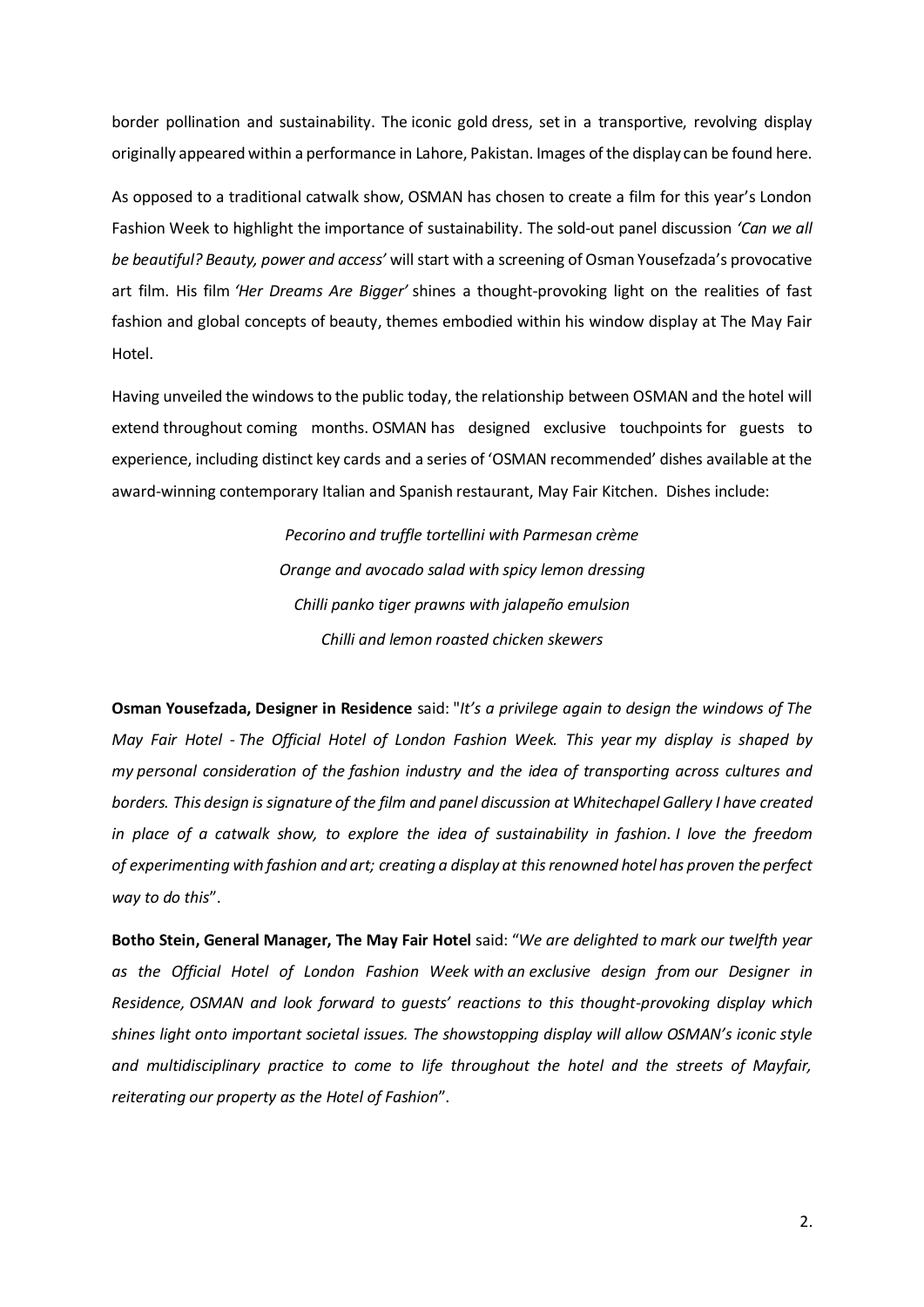border pollination and sustainability. The iconic gold dress, set in a transportive, revolving display originally appeared within a performance in Lahore, Pakistan. Images of the display can be found here.

As opposed to a traditional catwalk show, OSMAN has chosen to create a film for this year's London Fashion Week to highlight the importance of sustainability. The sold-out panel discussion *'Can we all be beautiful? Beauty, power and access'* will start with a screening of Osman Yousefzada's provocative art film. His film *'Her Dreams Are Bigger'* shines a thought-provoking light on the realities of fast fashion and global concepts of beauty, themes embodied within his window display at The May Fair Hotel.

Having unveiled the windows to the public today, the relationship between OSMAN and the hotel will extend throughout coming months. OSMAN has designed exclusive touchpoints for guests to experience, including distinct key cards and a series of 'OSMAN recommended' dishes available at the award-winning contemporary Italian and Spanish restaurant, May Fair Kitchen. Dishes include:

*Pecorino and truffle tortellini with Parmesan crème*
*Orange and avocado salad with spicy lemon dressing*
*Chilli panko tiger prawns with jalapeño emulsion*
*Chilli and lemon roasted chicken skewers*

**Osman Yousefzada, Designer in Residence** said: "*It's a privilege again to design the windows of The May Fair Hotel - The Official Hotel of London Fashion Week. This year my display is shaped by my personal consideration of the fashion industry and the idea of transporting across cultures and borders. This design is signature of the film and panel discussion at Whitechapel Gallery I have created in place of a catwalk show, to explore the idea of sustainability in fashion. I love the freedom of experimenting with fashion and art; creating a display at this renowned hotel has proven the perfect way to do this*".

**Botho Stein, General Manager, The May Fair Hotel** said: "*We are delighted to mark our twelfth year as the Official Hotel of London Fashion Week with an exclusive design from our Designer in Residence, OSMAN and look forward to guests' reactions to this thought-provoking display which shines light onto important societal issues. The showstopping display will allow OSMAN's iconic style and multidisciplinary practice to come to life throughout the hotel and the streets of Mayfair, reiterating our property as the Hotel of Fashion*".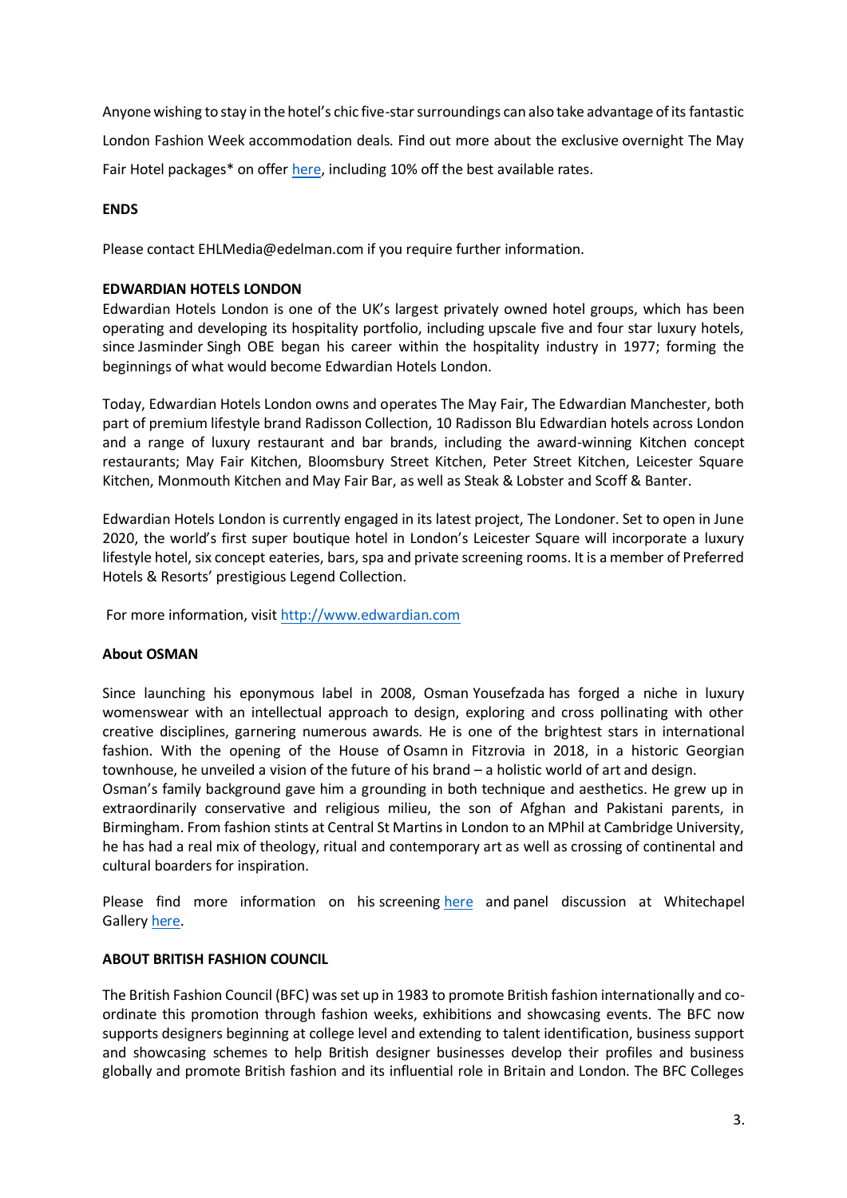Anyone wishing to stay in the hotel's chic five-star surroundings can also take advantage of its fantastic London Fashion Week accommodation deals. Find out more about the exclusive overnight The May Fair Hotel packages* on offer here, including 10% off the best available rates.

**ENDS**

Please contact EHLMedia@edelman.com if you require further information.

**EDWARDIAN HOTELS LONDON**

Edwardian Hotels London is one of the UK's largest privately owned hotel groups, which has been operating and developing its hospitality portfolio, including upscale five and four star luxury hotels, since Jasminder Singh OBE began his career within the hospitality industry in 1977; forming the beginnings of what would become Edwardian Hotels London.

Today, Edwardian Hotels London owns and operates The May Fair, The Edwardian Manchester, both part of premium lifestyle brand Radisson Collection, 10 Radisson Blu Edwardian hotels across London and a range of luxury restaurant and bar brands, including the award-winning Kitchen concept restaurants; May Fair Kitchen, Bloomsbury Street Kitchen, Peter Street Kitchen, Leicester Square Kitchen, Monmouth Kitchen and May Fair Bar, as well as Steak & Lobster and Scoff & Banter.

Edwardian Hotels London is currently engaged in its latest project, The Londoner. Set to open in June 2020, the world's first super boutique hotel in London's Leicester Square will incorporate a luxury lifestyle hotel, six concept eateries, bars, spa and private screening rooms. It is a member of Preferred Hotels & Resorts' prestigious Legend Collection.

For more information, visit http://www.edwardian.com

**About OSMAN**

Since launching his eponymous label in 2008, Osman Yousefzada has forged a niche in luxury womenswear with an intellectual approach to design, exploring and cross pollinating with other creative disciplines, garnering numerous awards. He is one of the brightest stars in international fashion. With the opening of the House of Osamn in Fitzrovia in 2018, in a historic Georgian townhouse, he unveiled a vision of the future of his brand – a holistic world of art and design.
Osman's family background gave him a grounding in both technique and aesthetics. He grew up in extraordinarily conservative and religious milieu, the son of Afghan and Pakistani parents, in Birmingham. From fashion stints at Central St Martins in London to an MPhil at Cambridge University, he has had a real mix of theology, ritual and contemporary art as well as crossing of continental and cultural boarders for inspiration.

Please find more information on his screening here and panel discussion at Whitechapel Gallery here.

**ABOUT BRITISH FASHION COUNCIL**

The British Fashion Council (BFC) was set up in 1983 to promote British fashion internationally and co-ordinate this promotion through fashion weeks, exhibitions and showcasing events. The BFC now supports designers beginning at college level and extending to talent identification, business support and showcasing schemes to help British designer businesses develop their profiles and business globally and promote British fashion and its influential role in Britain and London. The BFC Colleges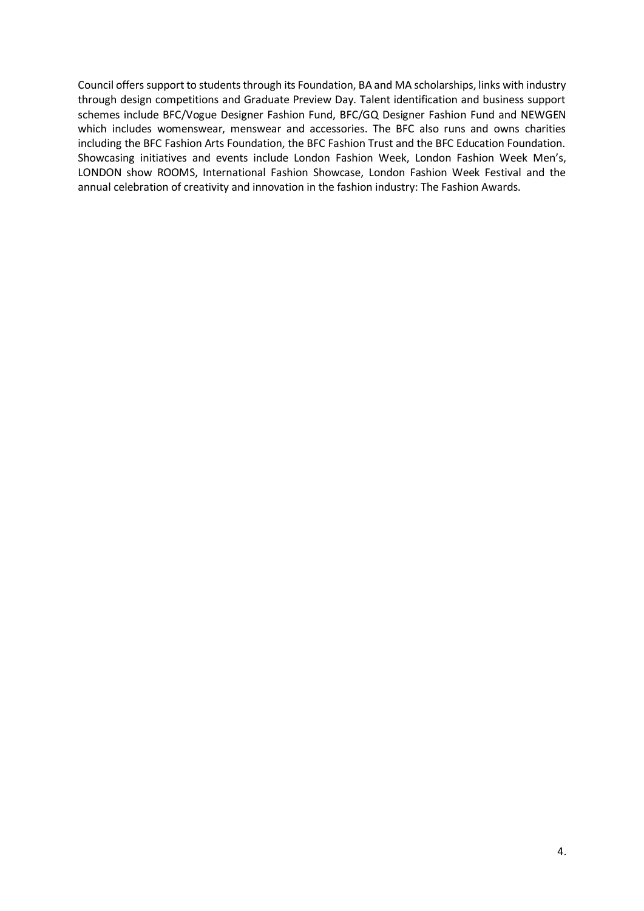Council offers support to students through its Foundation, BA and MA scholarships, links with industry through design competitions and Graduate Preview Day. Talent identification and business support schemes include BFC/Vogue Designer Fashion Fund, BFC/GQ Designer Fashion Fund and NEWGEN which includes womenswear, menswear and accessories. The BFC also runs and owns charities including the BFC Fashion Arts Foundation, the BFC Fashion Trust and the BFC Education Foundation. Showcasing initiatives and events include London Fashion Week, London Fashion Week Men's, LONDON show ROOMS, International Fashion Showcase, London Fashion Week Festival and the annual celebration of creativity and innovation in the fashion industry: The Fashion Awards.